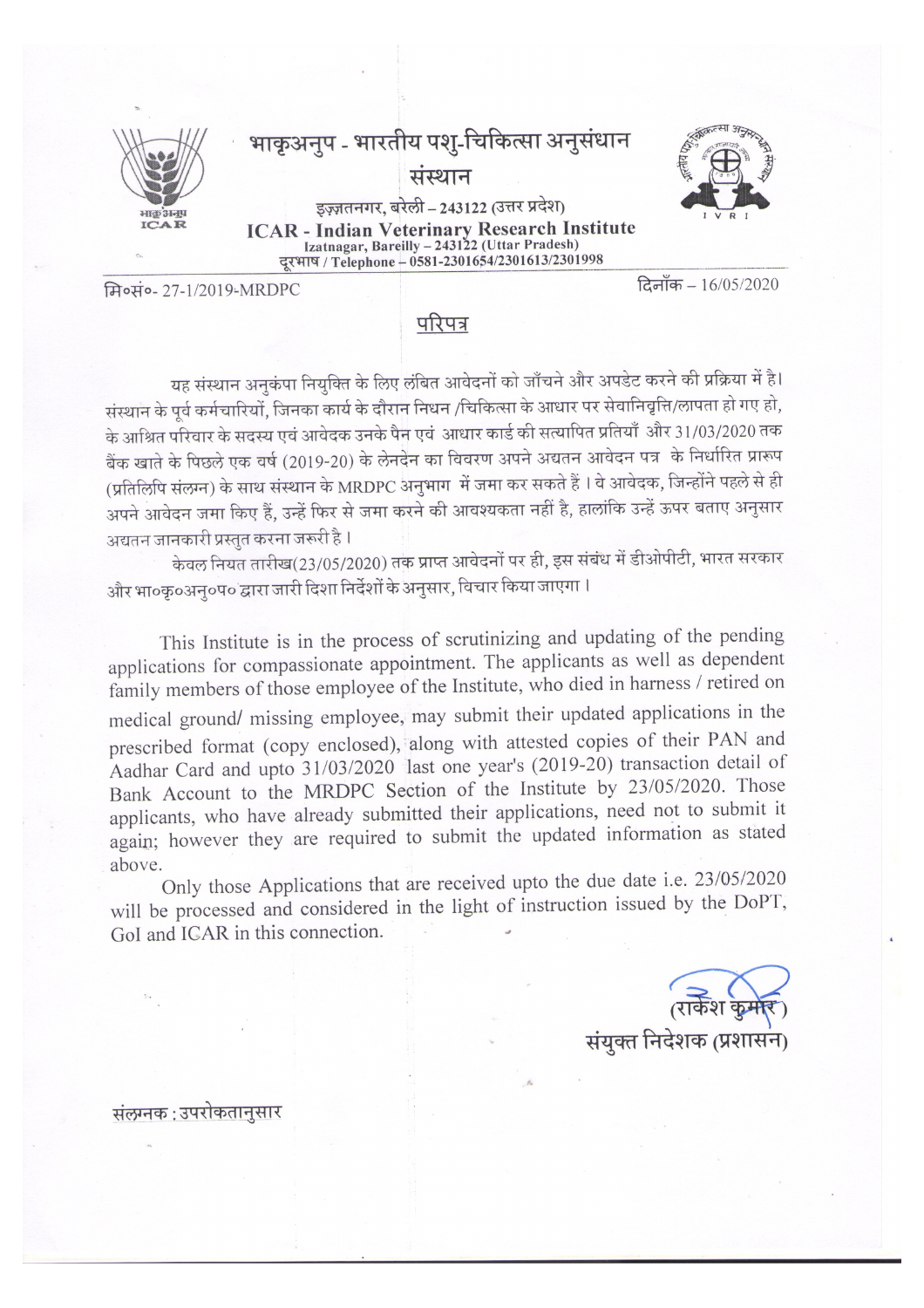# भाकृअनुप - भारतीय पशु-चिकित्सा अनुसंधान संस्थान

इज़्ज़तनगर, बरेली – 243122 (उत्तर प्रदेश)

**ICAR - Indian Veterinary Research Institute**

Izatnagar, Bareilly – 243122 (Uttar Pradesh)

दूरभाष / Telephone – 0581-2301654/2301613/2301998

मि०सं०- 27-1/2019-MRDPC

दिनाँक – 16/05/2020

## परिपत्र

यह संस्थान अनुकंपा नियुक्ति के लिए लंबित आवेदनों को जाँचने और अपडेट करने की प्रक्रिया में है। संस्थान के पूर्व कर्मचारियों, जिनका कार्य के दौरान निधन /चिकित्सा के आधार पर सेवानिवृत्ति/लापता हो गए हो, के आश्रित परिवार के सदस्य एवं आवेदक उनके पैन एवं आधार कार्ड की सत्यापित प्रतियाँ और 31/03/2020 तक बैंक खाते के पिछले एक वर्ष (2019-20) के लेनदेन का विवरण अपने अद्यतन आवेदन पत्र के निर्धारित प्रारूप (प्रतिलिपि संलग्न) के साथ संस्थान के MRDPC अनुभाग में जमा कर सकते हैं। वे आवेदक, जिन्होंने पहले से ही अपने आवेदन जमा किए हैं, उन्हें फिर से जमा करने की आवश्यकता नहीं है, हालांकि उन्हें ऊपर बताए अनुसार अद्यतन जानकारी प्रस्तुत करना जरूरी है।

केवल नियत तारीख(23/05/2020) तक प्राप्त आवेदनों पर ही, इस संबंध में डीओपीटी, भारत सरकार और भा०कृ०अनु०प० द्वारा जारी दिशा निर्देशों के अनुसार, विचार किया जाएगा।

This Institute is in the process of scrutinizing and updating of the pending applications for compassionate appointment. The applicants as well as dependent family members of those employee of the Institute, who died in harness / retired on medical ground/ missing employee, may submit their updated applications in the prescribed format (copy enclosed), along with attested copies of their PAN and Aadhar Card and upto 31/03/2020 last one year's (2019-20) transaction detail of Bank Account to the MRDPC Section of the Institute by 23/05/2020. Those applicants, who have already submitted their applications, need not to submit it again; however they are required to submit the updated information as stated above.

Only those Applications that are received upto the due date i.e. 23/05/2020 will be processed and considered in the light of instruction issued by the DoPT, GoI and ICAR in this connection.

(राकेश कुमार)
संयुक्त निदेशक (प्रशासन)

संलग्नक : उपरोकतानुसार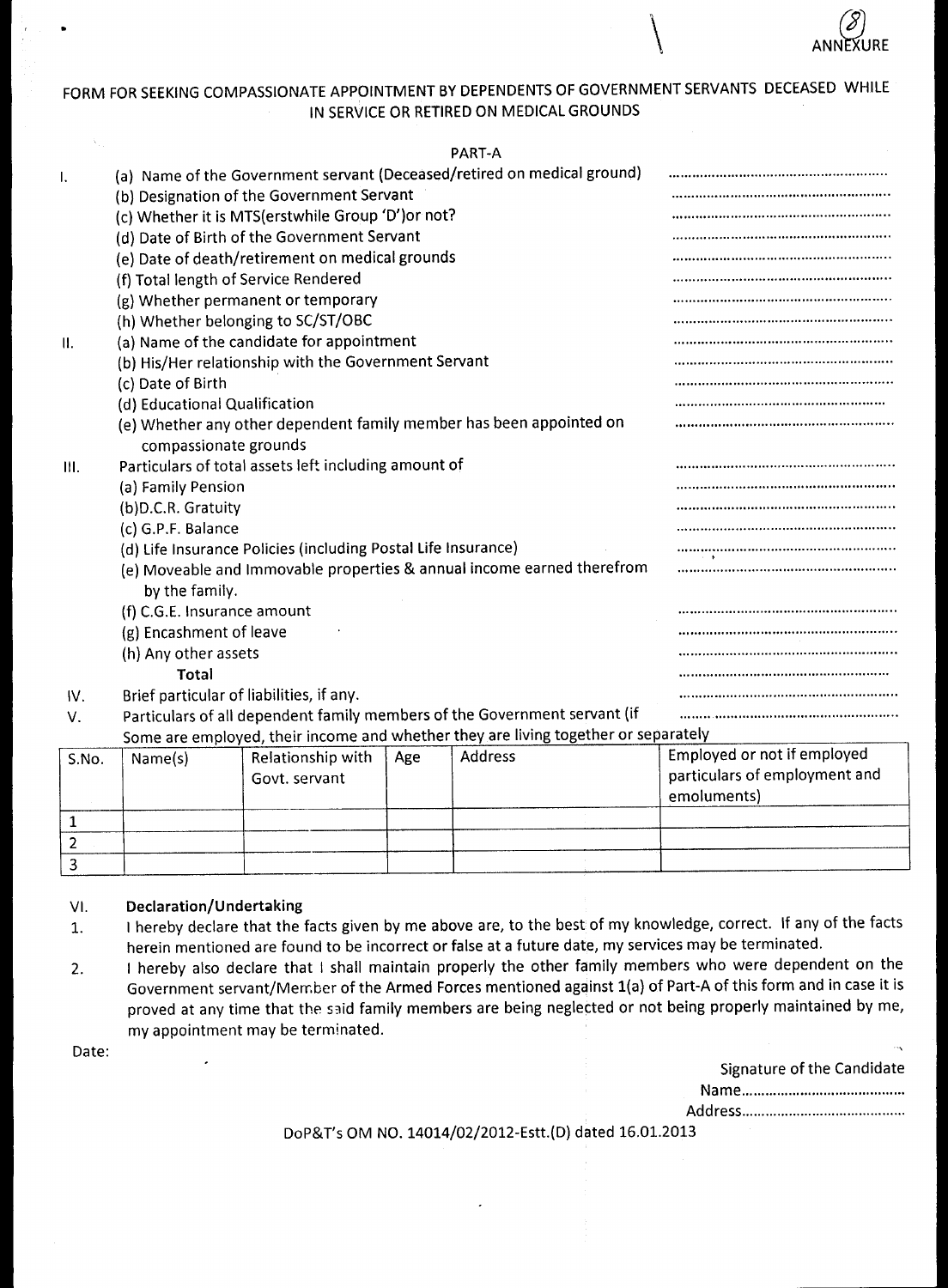(8) ANNEXURE

# FORM FOR SEEKING COMPASSIONATE APPOINTMENT BY DEPENDENTS OF GOVERNMENT SERVANTS DECEASED WHILE IN SERVICE OR RETIRED ON MEDICAL GROUNDS

## PART-A

I. (a) Name of the Government servant (Deceased/retired on medical ground) ....................

(b) Designation of the Government Servant ....................

(c) Whether it is MTS(erstwhile Group 'D')or not? ....................

(d) Date of Birth of the Government Servant ....................

(e) Date of death/retirement on medical grounds ....................

(f) Total length of Service Rendered ....................

(g) Whether permanent or temporary ....................

(h) Whether belonging to SC/ST/OBC ....................

II. (a) Name of the candidate for appointment ....................

(b) His/Her relationship with the Government Servant ....................

(c) Date of Birth ....................

(d) Educational Qualification ....................

(e) Whether any other dependent family member has been appointed on compassionate grounds ....................

III. Particulars of total assets left including amount of ....................

(a) Family Pension ....................

(b)D.C.R. Gratuity ....................

(c) G.P.F. Balance ....................

(d) Life Insurance Policies (including Postal Life Insurance) ....................

(e) Moveable and Immovable properties & annual income earned therefrom by the family. ....................

(f) C.G.E. Insurance amount ....................

(g) Encashment of leave ....................

(h) Any other assets ....................

**Total** ....................

IV. Brief particular of liabilities, if any. ....................

V. Particulars of all dependent family members of the Government servant (if Some are employed, their income and whether they are living together or separately ....................

| S.No. | Name(s) | Relationship with Govt. servant | Age | Address | Employed or not if employed particulars of employment and emoluments) |
|---|---|---|---|---|---|
| 1 | | | | | |
| 2 | | | | | |
| 3 | | | | | |

VI. **Declaration/Undertaking**

1. I hereby declare that the facts given by me above are, to the best of my knowledge, correct. If any of the facts herein mentioned are found to be incorrect or false at a future date, my services may be terminated.
2. I hereby also declare that I shall maintain properly the other family members who were dependent on the Government servant/Member of the Armed Forces mentioned against 1(a) of Part-A of this form and in case it is proved at any time that the said family members are being neglected or not being properly maintained by me, my appointment may be terminated.

Date:

Signature of the Candidate

Name....................

Address....................

DoP&T's OM NO. 14014/02/2012-Estt.(D) dated 16.01.2013